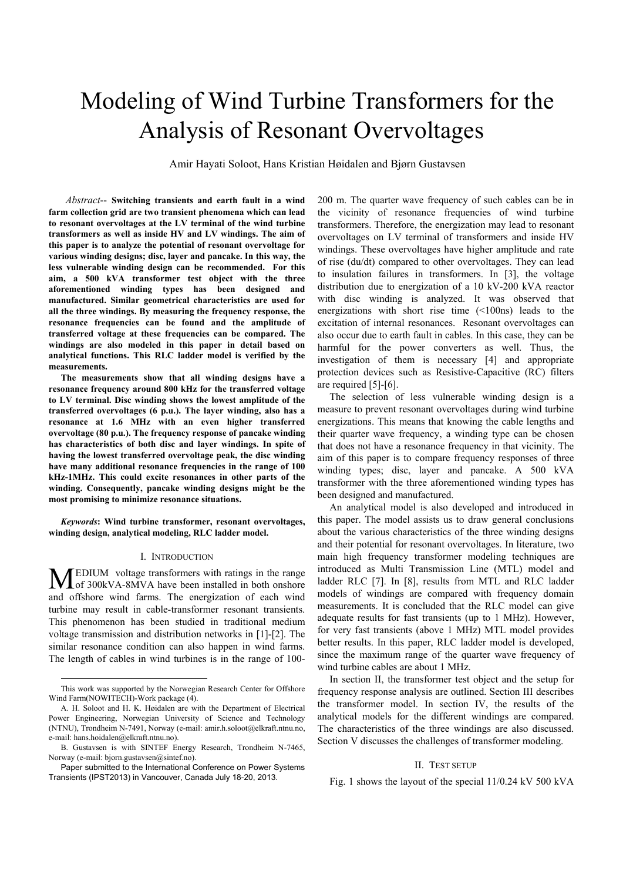# Modeling of Wind Turbine Transformers for the Analysis of Resonant Overvoltages

Amir Hayati Soloot, Hans Kristian Høidalen and Bjørn Gustavsen

*Abstract*-- **Switching transients and earth fault in a wind farm collection grid are two transient phenomena which can lead to resonant overvoltages at the LV terminal of the wind turbine transformers as well as inside HV and LV windings. The aim of this paper is to analyze the potential of resonant overvoltage for various winding designs; disc, layer and pancake. In this way, the less vulnerable winding design can be recommended. For this aim, a 500 kVA transformer test object with the three aforementioned winding types has been designed and manufactured. Similar geometrical characteristics are used for all the three windings. By measuring the frequency response, the resonance frequencies can be found and the amplitude of transferred voltage at these frequencies can be compared. The windings are also modeled in this paper in detail based on analytical functions. This RLC ladder model is verified by the measurements.**

**The measurements show that all winding designs have a resonance frequency around 800 kHz for the transferred voltage to LV terminal. Disc winding shows the lowest amplitude of the transferred overvoltages (6 p.u.). The layer winding, also has a resonance at 1.6 MHz with an even higher transferred overvoltage (80 p.u.). The frequency response of pancake winding has characteristics of both disc and layer windings. In spite of having the lowest transferred overvoltage peak, the disc winding have many additional resonance frequencies in the range of 100 kHz-1MHz. This could excite resonances in other parts of the winding. Consequently, pancake winding designs might be the most promising to minimize resonance situations.**

***Keywords*: Wind turbine transformer, resonant overvoltages, winding design, analytical modeling, RLC ladder model.**

## I. Introduction

Medium voltage transformers with ratings in the range of 300kVA-8MVA have been installed in both onshore and offshore wind farms. The energization of each wind turbine may result in cable-transformer resonant transients. This phenomenon has been studied in traditional medium voltage transmission and distribution networks in [1]-[2]. The similar resonance condition can also happen in wind farms. The length of cables in wind turbines is in the range of 100-200 m. The quarter wave frequency of such cables can be in the vicinity of resonance frequencies of wind turbine transformers. Therefore, the energization may lead to resonant overvoltages on LV terminal of transformers and inside HV windings. These overvoltages have higher amplitude and rate of rise (du/dt) compared to other overvoltages. They can lead to insulation failures in transformers. In [3], the voltage distribution due to energization of a 10 kV-200 kVA reactor with disc winding is analyzed. It was observed that energizations with short rise time (<100ns) leads to the excitation of internal resonances. Resonant overvoltages can also occur due to earth fault in cables. In this case, they can be harmful for the power converters as well. Thus, the investigation of them is necessary [4] and appropriate protection devices such as Resistive-Capacitive (RC) filters are required [5]-[6].

The selection of less vulnerable winding design is a measure to prevent resonant overvoltages during wind turbine energizations. This means that knowing the cable lengths and their quarter wave frequency, a winding type can be chosen that does not have a resonance frequency in that vicinity. The aim of this paper is to compare frequency responses of three winding types; disc, layer and pancake. A 500 kVA transformer with the three aforementioned winding types has been designed and manufactured.

An analytical model is also developed and introduced in this paper. The model assists us to draw general conclusions about the various characteristics of the three winding designs and their potential for resonant overvoltages. In literature, two main high frequency transformer modeling techniques are introduced as Multi Transmission Line (MTL) model and ladder RLC [7]. In [8], results from MTL and RLC ladder models of windings are compared with frequency domain measurements. It is concluded that the RLC model can give adequate results for fast transients (up to 1 MHz). However, for very fast transients (above 1 MHz) MTL model provides better results. In this paper, RLC ladder model is developed, since the maximum range of the quarter wave frequency of wind turbine cables are about 1 MHz.

In section II, the transformer test object and the setup for frequency response analysis are outlined. Section III describes the transformer model. In section IV, the results of the analytical models for the different windings are compared. The characteristics of the three windings are also discussed. Section V discusses the challenges of transformer modeling.

## II. Test Setup

Fig. 1 shows the layout of the special 11/0.24 kV 500 kVA

---

This work was supported by the Norwegian Research Center for Offshore Wind Farm(NOWITECH)-Work package (4).

A. H. Soloot and H. K. Høidalen are with the Department of Electrical Power Engineering, Norwegian University of Science and Technology (NTNU), Trondheim N-7491, Norway (e-mail: amir.h.soloot@elkraft.ntnu.no, e-mail: hans.hoidalen@elkraft.ntnu.no).

B. Gustavsen is with SINTEF Energy Research, Trondheim N-7465, Norway (e-mail: bjorn.gustavsen@sintef.no).

Paper submitted to the International Conference on Power Systems Transients (IPST2013) in Vancouver, Canada July 18-20, 2013.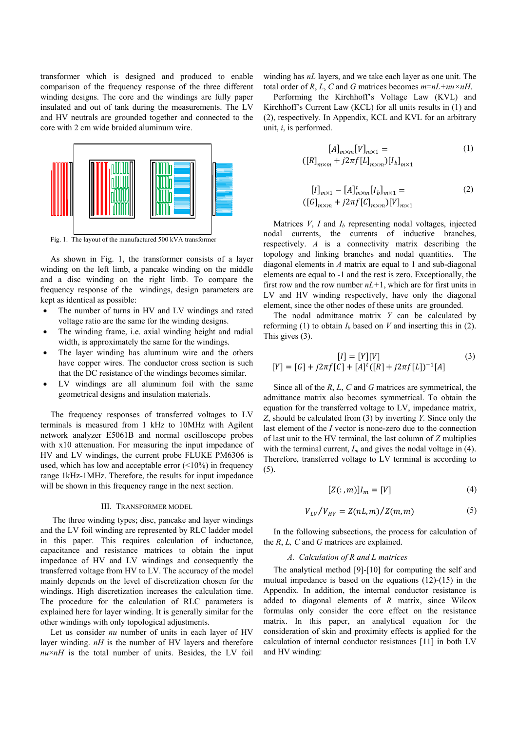transformer which is designed and produced to enable comparison of the frequency response of the three different winding designs. The core and the windings are fully paper insulated and out of tank during the measurements. The LV and HV neutrals are grounded together and connected to the core with 2 cm wide braided aluminum wire.

Fig. 1. The layout of the manufactured 500 kVA transformer

As shown in Fig. 1, the transformer consists of a layer winding on the left limb, a pancake winding on the middle and a disc winding on the right limb. To compare the frequency response of the windings, design parameters are kept as identical as possible:

- The number of turns in HV and LV windings and rated voltage ratio are the same for the winding designs.
- The winding frame, i.e. axial winding height and radial width, is approximately the same for the windings.
- The layer winding has aluminum wire and the others have copper wires. The conductor cross section is such that the DC resistance of the windings becomes similar.
- LV windings are all aluminum foil with the same geometrical designs and insulation materials.

The frequency responses of transferred voltages to LV terminals is measured from 1 kHz to 10MHz with Agilent network analyzer E5061B and normal oscilloscope probes with x10 attenuation. For measuring the input impedance of HV and LV windings, the current probe FLUKE PM6306 is used, which has low and acceptable error (<10%) in frequency range 1kHz-1MHz. Therefore, the results for input impedance will be shown in this frequency range in the next section.

## III. Transformer Model

The three winding types; disc, pancake and layer windings and the LV foil winding are represented by RLC ladder model in this paper. This requires calculation of inductance, capacitance and resistance matrices to obtain the input impedance of HV and LV windings and consequently the transferred voltage from HV to LV. The accuracy of the model mainly depends on the level of discretization chosen for the windings. High discretization increases the calculation time. The procedure for the calculation of RLC parameters is explained here for layer winding. It is generally similar for the other windings with only topological adjustments.

Let us consider *nu* number of units in each layer of HV layer winding. *nH* is the number of HV layers and therefore *nu*×*nH* is the total number of units. Besides, the LV foil winding has *nL* layers, and we take each layer as one unit. The total order of *R*, *L*, *C* and *G* matrices becomes *m*=*nL*+*nu*×*nH*.

Performing the Kirchhoff's Voltage Law (KVL) and Kirchhoff's Current Law (KCL) for all units results in (1) and (2), respectively. In Appendix, KCL and KVL for an arbitrary unit, *i*, is performed.

$$[A]_{m\times m}[V]_{m\times 1} = ([R]_{m\times m} + j2\pi f[L]_{m\times m})[I_b]_{m\times 1} \tag{1}$$

$$[I]_{m\times 1} - [A]^t_{m\times m}[I_b]_{m\times 1} = ([G]_{m\times m} + j2\pi f[C]_{m\times m})[V]_{m\times 1} \tag{2}$$

Matrices $V$, $I$ and $I_b$ representing nodal voltages, injected nodal currents, the currents of inductive branches, respectively. $A$ is a connectivity matrix describing the topology and linking branches and nodal quantities. The diagonal elements in $A$ matrix are equal to 1 and sub-diagonal elements are equal to -1 and the rest is zero. Exceptionally, the first row and the row number $nL$+1, which are for first units in LV and HV winding respectively, have only the diagonal element, since the other nodes of these units are grounded.

The nodal admittance matrix $Y$ can be calculated by reforming (1) to obtain $I_b$ based on $V$ and inserting this in (2). This gives (3).

$$[I] = [Y][V]$$
$$[Y] = [G] + j2\pi f[C] + [A]^t([R] + j2\pi f[L])^{-1}[A] \tag{3}$$

Since all of the *R*, *L*, *C* and *G* matrices are symmetrical, the admittance matrix also becomes symmetrical. To obtain the equation for the transferred voltage to LV, impedance matrix, $Z$, should be calculated from (3) by inverting $Y$. Since only the last element of the $I$ vector is none-zero due to the connection of last unit to the HV terminal, the last column of $Z$ multiplies with the terminal current, $I_m$ and gives the nodal voltage in (4). Therefore, transferred voltage to LV terminal is according to (5).

$$[Z(:,m)]I_m = [V] \tag{4}$$

$$V_{LV}/V_{HV} = Z(nL,m)/Z(m,m) \tag{5}$$

In the following subsections, the process for calculation of the *R*, *L*, *C* and *G* matrices are explained.

### A. Calculation of R and L matrices

The analytical method [9]-[10] for computing the self and mutual impedance is based on the equations (12)-(15) in the Appendix. In addition, the internal conductor resistance is added to diagonal elements of *R* matrix, since Wilcox formulas only consider the core effect on the resistance matrix. In this paper, an analytical equation for the consideration of skin and proximity effects is applied for the calculation of internal conductor resistances [11] in both LV and HV winding: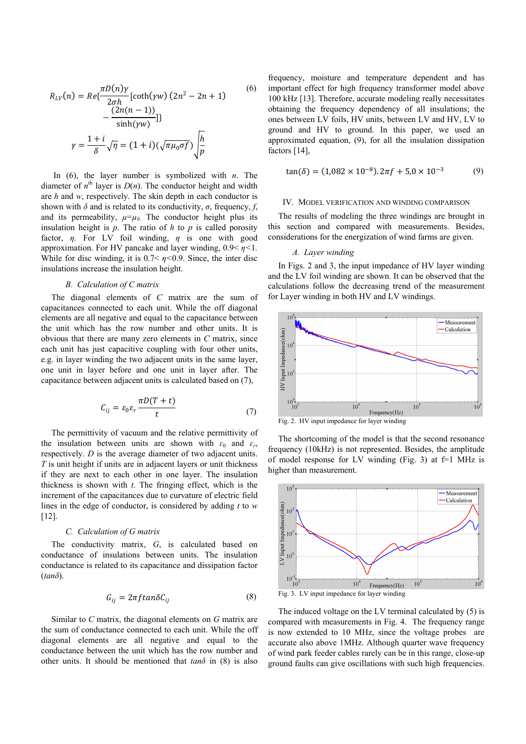$$R_{LV}(n) = Re\{\frac{\pi D(n)\gamma}{2\sigma h}[\coth(\gamma w)\,(2n^2 - 2n + 1) - \frac{(2n(n-1))}{\sinh(\gamma w)}]\} \tag{6}$$

$$\gamma = \frac{1+i}{\delta}\sqrt{\eta} = (1+i)(\sqrt{\pi\mu_0\sigma f})\sqrt{\frac{h}{p}}$$

In (6), the layer number is symbolized with $n$. The diameter of $n^{th}$ layer is $D(n)$. The conductor height and width are $h$ and $w$, respectively. The skin depth in each conductor is shown with $\delta$ and is related to its conductivity, $\sigma$, frequency, $f$, and its permeability, $\mu=\mu_0$. The conductor height plus its insulation height is $p$. The ratio of $h$ to $p$ is called porosity factor, $\eta$. For LV foil winding, $\eta$ is one with good approximation. For HV pancake and layer winding, $0.9<\eta<1$. While for disc winding, it is $0.7<\eta<0.9$. Since, the inter disc insulations increase the insulation height.

### B. Calculation of C matrix

The diagonal elements of $C$ matrix are the sum of capacitances connected to each unit. While the off diagonal elements are all negative and equal to the capacitance between the unit which has the row number and other units. It is obvious that there are many zero elements in $C$ matrix, since each unit has just capacitive coupling with four other units, e.g. in layer winding the two adjacent units in the same layer, one unit in layer before and one unit in layer after. The capacitance between adjacent units is calculated based on (7),

$$C_{ij} = \varepsilon_0\varepsilon_r\frac{\pi D(T+t)}{t} \tag{7}$$

The permittivity of vacuum and the relative permittivity of the insulation between units are shown with $\varepsilon_0$ and $\varepsilon_r$, respectively. $D$ is the average diameter of two adjacent units. $T$ is unit height if units are in adjacent layers or unit thickness if they are next to each other in one layer. The insulation thickness is shown with $t$. The fringing effect, which is the increment of the capacitances due to curvature of electric field lines in the edge of conductor, is considered by adding $t$ to $w$ [12].

### C. Calculation of G matrix

The conductivity matrix, $G$, is calculated based on conductance of insulations between units. The insulation conductance is related to its capacitance and dissipation factor ($tan\delta$).

$$G_{ij} = 2\pi f tan\delta C_{ij} \tag{8}$$

Similar to $C$ matrix, the diagonal elements on $G$ matrix are the sum of conductance connected to each unit. While the off diagonal elements are all negative and equal to the conductance between the unit which has the row number and other units. It should be mentioned that $tan\delta$ in (8) is also frequency, moisture and temperature dependent and has important effect for high frequency transformer model above 100 kHz [13]. Therefore, accurate modeling really necessitates obtaining the frequency dependency of all insulations; the ones between LV foils, HV units, between LV and HV, LV to ground and HV to ground. In this paper, we used an approximated equation, (9), for all the insulation dissipation factors [14],

$$\tan(\delta) = (1{,}082\times 10^{-8}).2\pi f + 5{,}0\times 10^{-3} \tag{9}$$

## IV. Model Verification and Winding Comparison

The results of modeling the three windings are brought in this section and compared with measurements. Besides, considerations for the energization of wind farms are given.

### A. Layer winding

In Figs. 2 and 3, the input impedance of HV layer winding and the LV foil winding are shown. It can be observed that the calculations follow the decreasing trend of the measurement for Layer winding in both HV and LV windings.

Fig. 2. HV input impedance for layer winding

The shortcoming of the model is that the second resonance frequency (10kHz) is not represented. Besides, the amplitude of model response for LV winding (Fig. 3) at f=1 MHz is higher than measurement.

Fig. 3. LV input impedance for layer winding

The induced voltage on the LV terminal calculated by (5) is compared with measurements in Fig. 4. The frequency range is now extended to 10 MHz, since the voltage probes are accurate also above 1MHz. Although quarter wave frequency of wind park feeder cables rarely can be in this range, close-up ground faults can give oscillations with such high frequencies.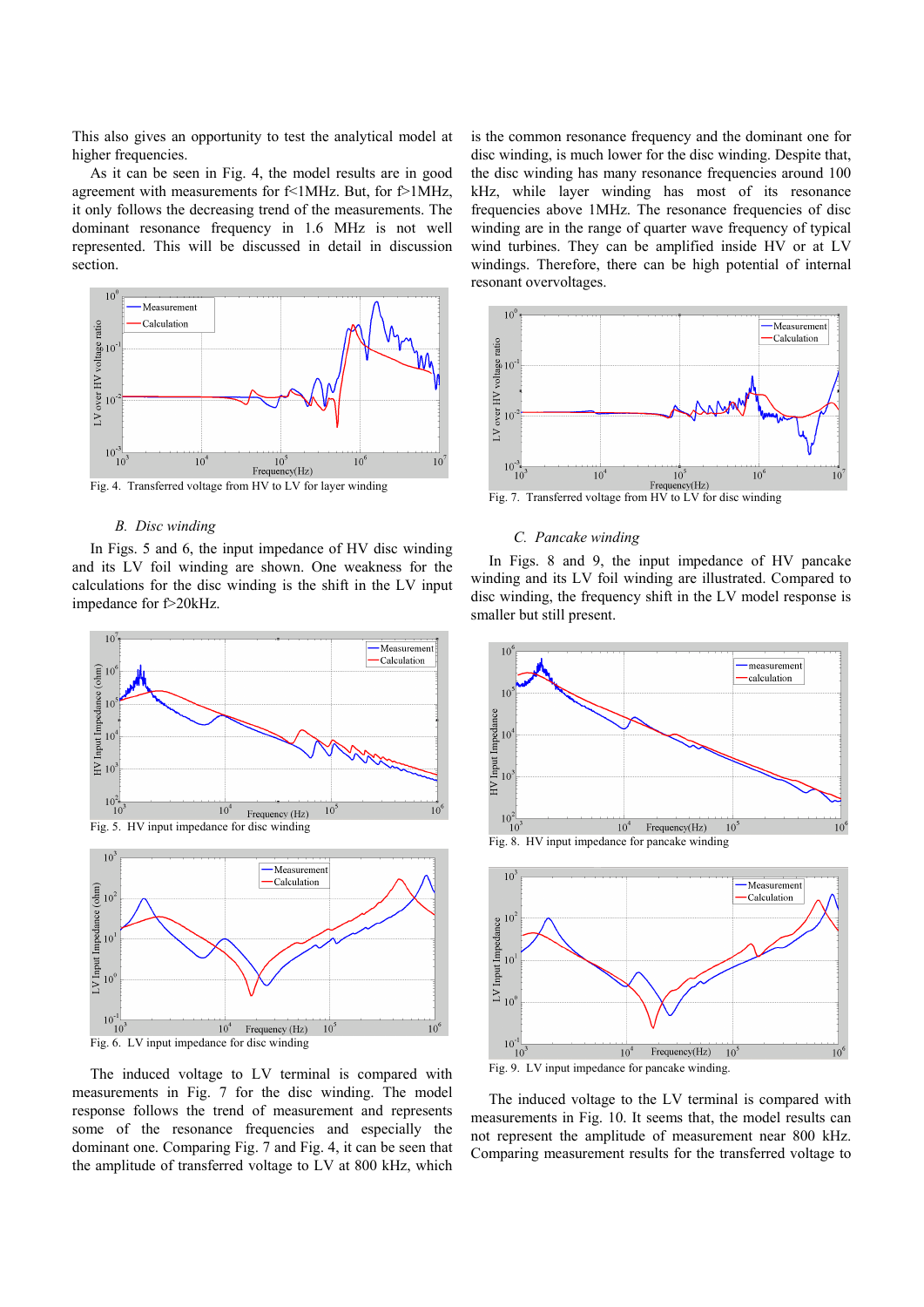This also gives an opportunity to test the analytical model at higher frequencies.

As it can be seen in Fig. 4, the model results are in good agreement with measurements for f<1MHz. But, for f>1MHz, it only follows the decreasing trend of the measurements. The dominant resonance frequency in 1.6 MHz is not well represented. This will be discussed in detail in discussion section.

Fig. 4. Transferred voltage from HV to LV for layer winding

### B. Disc winding

In Figs. 5 and 6, the input impedance of HV disc winding and its LV foil winding are shown. One weakness for the calculations for the disc winding is the shift in the LV input impedance for f>20kHz.

Fig. 5. HV input impedance for disc winding

Fig. 6. LV input impedance for disc winding

The induced voltage to LV terminal is compared with measurements in Fig. 7 for the disc winding. The model response follows the trend of measurement and represents some of the resonance frequencies and especially the dominant one. Comparing Fig. 7 and Fig. 4, it can be seen that the amplitude of transferred voltage to LV at 800 kHz, which is the common resonance frequency and the dominant one for disc winding, is much lower for the disc winding. Despite that, the disc winding has many resonance frequencies around 100 kHz, while layer winding has most of its resonance frequencies above 1MHz. The resonance frequencies of disc winding are in the range of quarter wave frequency of typical wind turbines. They can be amplified inside HV or at LV windings. Therefore, there can be high potential of internal resonant overvoltages.

Fig. 7. Transferred voltage from HV to LV for disc winding

### C. Pancake winding

In Figs. 8 and 9, the input impedance of HV pancake winding and its LV foil winding are illustrated. Compared to disc winding, the frequency shift in the LV model response is smaller but still present.

Fig. 8. HV input impedance for pancake winding

Fig. 9. LV input impedance for pancake winding.

The induced voltage to the LV terminal is compared with measurements in Fig. 10. It seems that, the model results can not represent the amplitude of measurement near 800 kHz. Comparing measurement results for the transferred voltage to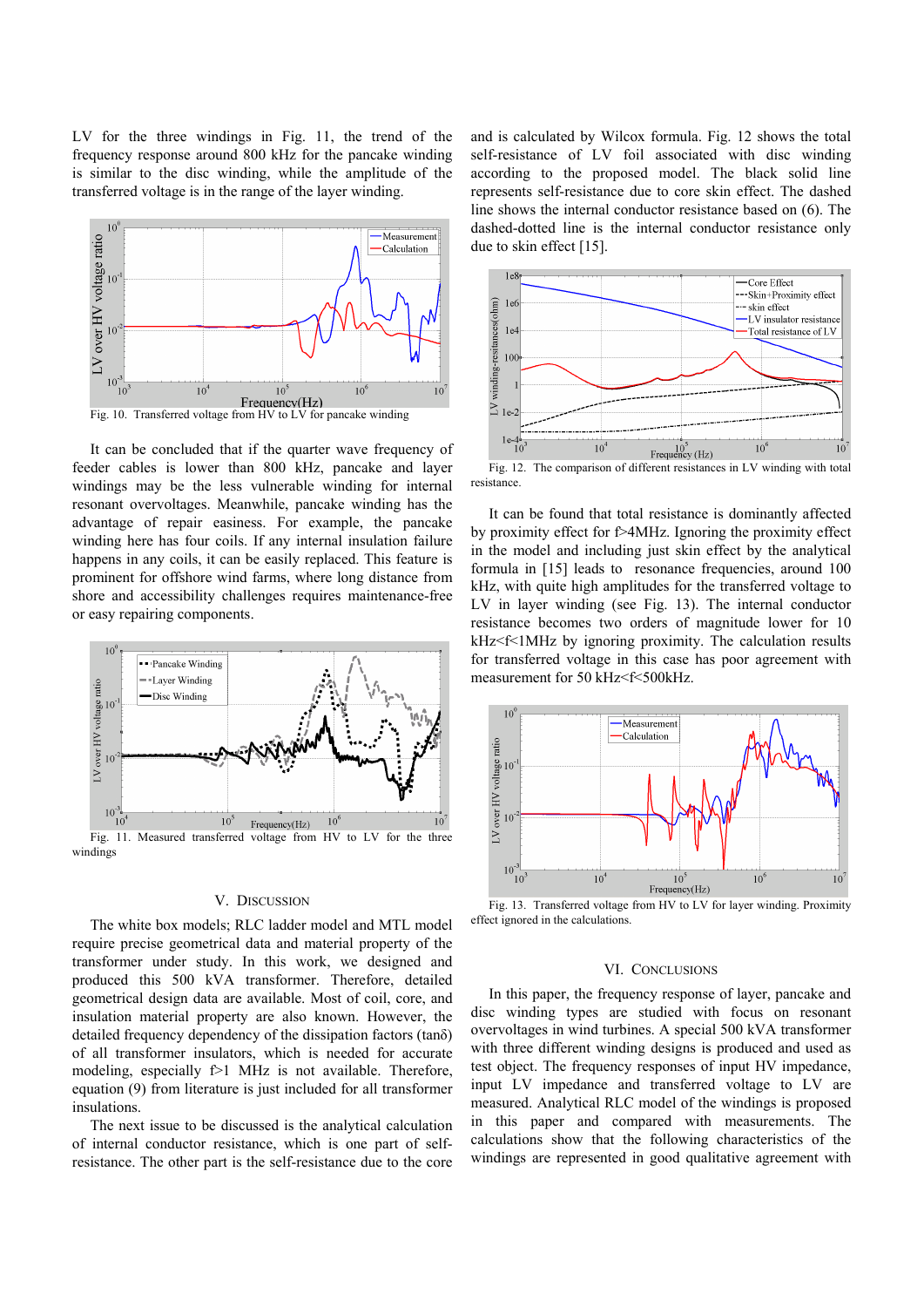LV for the three windings in Fig. 11, the trend of the frequency response around 800 kHz for the pancake winding is similar to the disc winding, while the amplitude of the transferred voltage is in the range of the layer winding.

Fig. 10. Transferred voltage from HV to LV for pancake winding

It can be concluded that if the quarter wave frequency of feeder cables is lower than 800 kHz, pancake and layer windings may be the less vulnerable winding for internal resonant overvoltages. Meanwhile, pancake winding has the advantage of repair easiness. For example, the pancake winding here has four coils. If any internal insulation failure happens in any coils, it can be easily replaced. This feature is prominent for offshore wind farms, where long distance from shore and accessibility challenges requires maintenance-free or easy repairing components.

Fig. 11. Measured transferred voltage from HV to LV for the three windings

## V. Discussion

The white box models; RLC ladder model and MTL model require precise geometrical data and material property of the transformer under study. In this work, we designed and produced this 500 kVA transformer. Therefore, detailed geometrical design data are available. Most of coil, core, and insulation material property are also known. However, the detailed frequency dependency of the dissipation factors (tanδ) of all transformer insulators, which is needed for accurate modeling, especially f>1 MHz is not available. Therefore, equation (9) from literature is just included for all transformer insulations.

The next issue to be discussed is the analytical calculation of internal conductor resistance, which is one part of self-resistance. The other part is the self-resistance due to the core and is calculated by Wilcox formula. Fig. 12 shows the total self-resistance of LV foil associated with disc winding according to the proposed model. The black solid line represents self-resistance due to core skin effect. The dashed line shows the internal conductor resistance based on (6). The dashed-dotted line is the internal conductor resistance only due to skin effect [15].

Fig. 12. The comparison of different resistances in LV winding with total resistance.

It can be found that total resistance is dominantly affected by proximity effect for f>4MHz. Ignoring the proximity effect in the model and including just skin effect by the analytical formula in [15] leads to resonance frequencies, around 100 kHz, with quite high amplitudes for the transferred voltage to LV in layer winding (see Fig. 13). The internal conductor resistance becomes two orders of magnitude lower for 10 kHz<f<1MHz by ignoring proximity. The calculation results for transferred voltage in this case has poor agreement with measurement for 50 kHz<f<500kHz.

Fig. 13. Transferred voltage from HV to LV for layer winding. Proximity effect ignored in the calculations.

## VI. Conclusions

In this paper, the frequency response of layer, pancake and disc winding types are studied with focus on resonant overvoltages in wind turbines. A special 500 kVA transformer with three different winding designs is produced and used as test object. The frequency responses of input HV impedance, input LV impedance and transferred voltage to LV are measured. Analytical RLC model of the windings is proposed in this paper and compared with measurements. The calculations show that the following characteristics of the windings are represented in good qualitative agreement with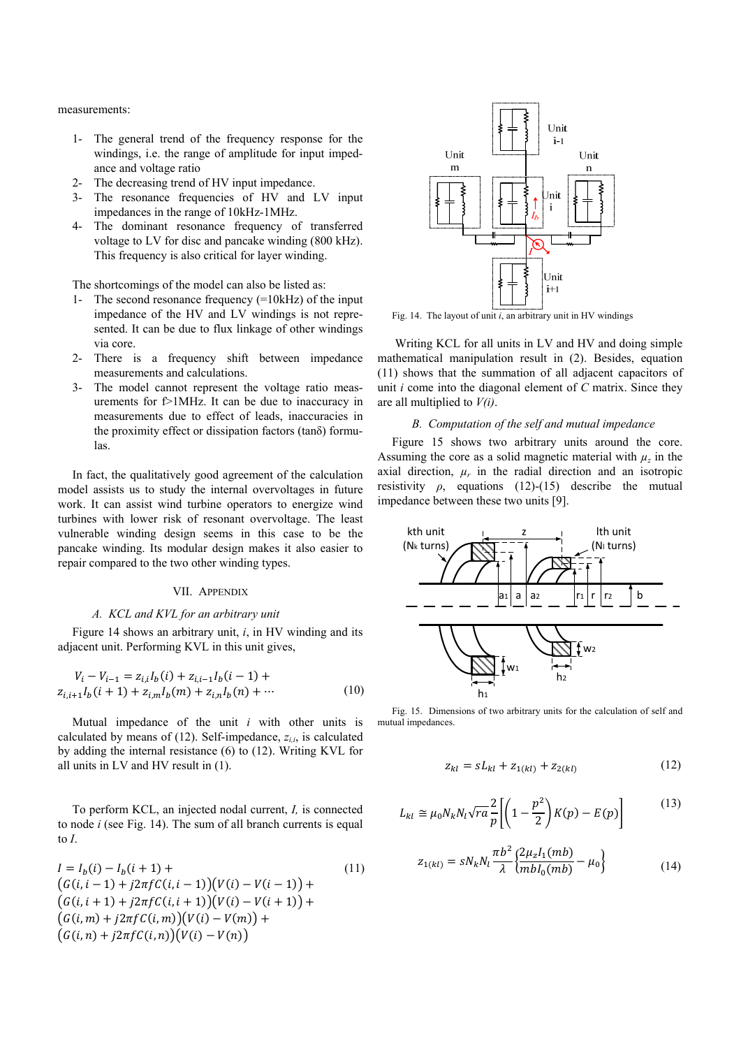measurements:

1- The general trend of the frequency response for the windings, i.e. the range of amplitude for input impedance and voltage ratio
2- The decreasing trend of HV input impedance.
3- The resonance frequencies of HV and LV input impedances in the range of 10kHz-1MHz.
4- The dominant resonance frequency of transferred voltage to LV for disc and pancake winding (800 kHz). This frequency is also critical for layer winding.

The shortcomings of the model can also be listed as:

1- The second resonance frequency (=10kHz) of the input impedance of the HV and LV windings is not represented. It can be due to flux linkage of other windings via core.
2- There is a frequency shift between impedance measurements and calculations.
3- The model cannot represent the voltage ratio measurements for f>1MHz. It can be due to inaccuracy in measurements due to effect of leads, inaccuracies in the proximity effect or dissipation factors (tanδ) formulas.

In fact, the qualitatively good agreement of the calculation model assists us to study the internal overvoltages in future work. It can assist wind turbine operators to energize wind turbines with lower risk of resonant overvoltage. The least vulnerable winding design seems in this case to be the pancake winding. Its modular design makes it also easier to repair compared to the two other winding types.

## VII. Appendix

### A. KCL and KVL for an arbitrary unit

Figure 14 shows an arbitrary unit, $i$, in HV winding and its adjacent unit. Performing KVL in this unit gives,

$$V_i - V_{i-1} = z_{i,i} I_b(i) + z_{i,i-1} I_b(i-1) + z_{i,i+1} I_b(i+1) + z_{i,m} I_b(m) + z_{i,n} I_b(n) + \cdots \tag{10}$$

Mutual impedance of the unit $i$ with other units is calculated by means of (12). Self-impedance, $z_{i,i}$, is calculated by adding the internal resistance (6) to (12). Writing KVL for all units in LV and HV result in (1).

To perform KCL, an injected nodal current, $I$, is connected to node $i$ (see Fig. 14). The sum of all branch currents is equal to $I$.

$$\begin{aligned} I = {} & I_b(i) - I_b(i+1) + \\ & \big(G(i,i-1) + j2\pi f C(i,i-1)\big)\big(V(i) - V(i-1)\big) + \\ & \big(G(i,i+1) + j2\pi f C(i,i+1)\big)\big(V(i) - V(i+1)\big) + \\ & \big(G(i,m) + j2\pi f C(i,m)\big)\big(V(i) - V(m)\big) + \\ & \big(G(i,n) + j2\pi f C(i,n)\big)\big(V(i) - V(n)\big) \end{aligned} \tag{11}$$

Fig. 14. The layout of unit $i$, an arbitrary unit in HV windings

Writing KCL for all units in LV and HV and doing simple mathematical manipulation result in (2). Besides, equation (11) shows that the summation of all adjacent capacitors of unit $i$ come into the diagonal element of $C$ matrix. Since they are all multiplied to $V(i)$.

### B. Computation of the self and mutual impedance

Figure 15 shows two arbitrary units around the core. Assuming the core as a solid magnetic material with $\mu_z$ in the axial direction, $\mu_r$ in the radial direction and an isotropic resistivity $\rho$, equations (12)-(15) describe the mutual impedance between these two units [9].

Fig. 15. Dimensions of two arbitrary units for the calculation of self and mutual impedances.

$$z_{kl} = sL_{kl} + z_{1(kl)} + z_{2(kl)} \tag{12}$$

$$L_{kl} \cong \mu_0 N_k N_l \sqrt{ra}\,\frac{2}{p}\left[\left(1 - \frac{p^2}{2}\right)K(p) - E(p)\right] \tag{13}$$

$$z_{1(kl)} = sN_k N_l \frac{\pi b^2}{\lambda}\left\{\frac{2\mu_z I_1(mb)}{mb I_0(mb)} - \mu_0\right\} \tag{14}$$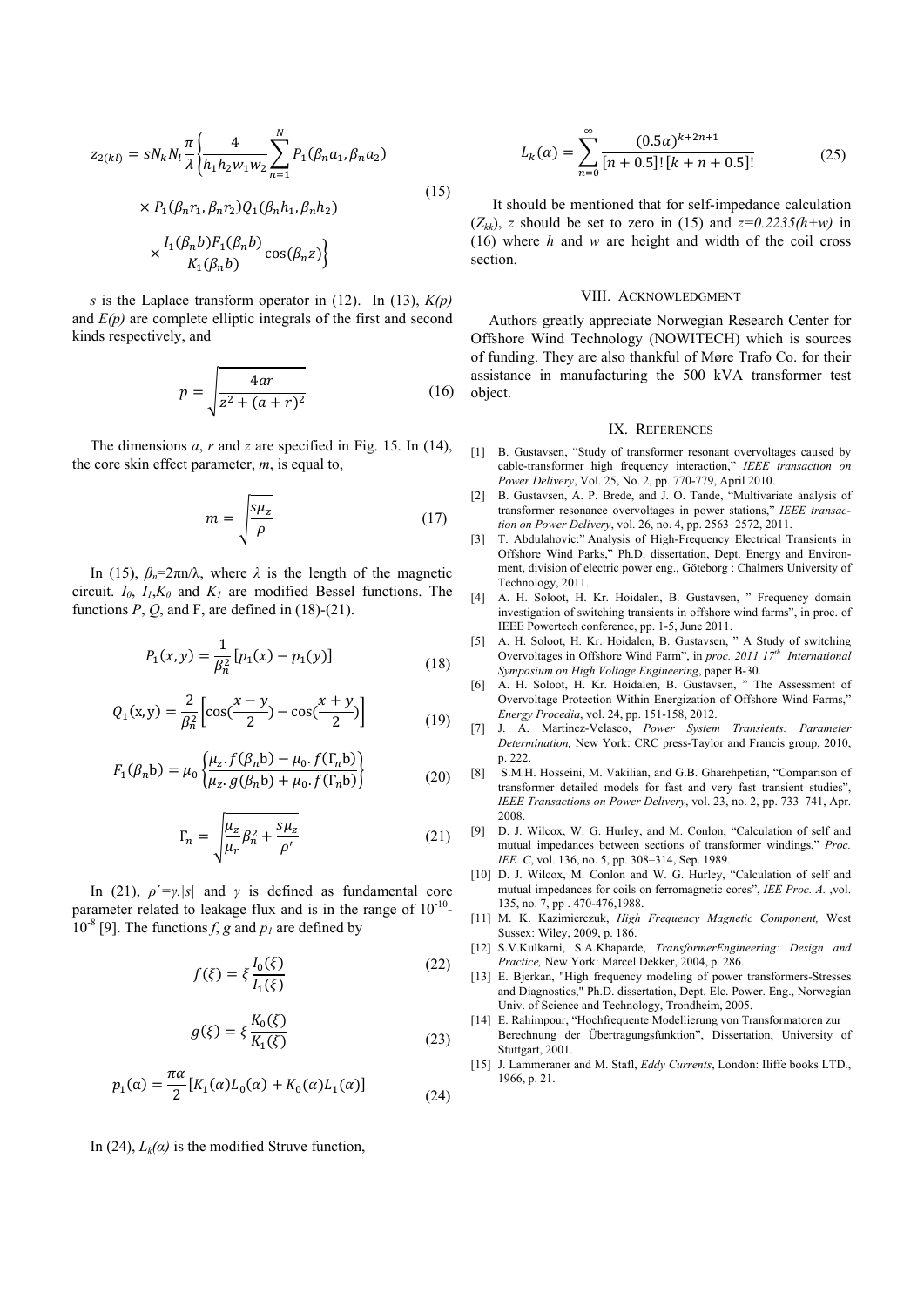$$z_{2(kl)} = sN_kN_l\frac{\pi}{\lambda}\left\{\frac{4}{h_1h_2w_1w_2}\sum_{n=1}^{N}P_1(\beta_na_1,\beta_na_2) \times P_1(\beta_nr_1,\beta_nr_2)Q_1(\beta_nh_1,\beta_nh_2) \times \frac{I_1(\beta_nb)F_1(\beta_nb)}{K_1(\beta_nb)}\cos(\beta_nz)\right\} \tag{15}$$

$s$ is the Laplace transform operator in (12). In (13), $K(p)$ and $E(p)$ are complete elliptic integrals of the first and second kinds respectively, and

$$p = \sqrt{\frac{4ar}{z^2+(a+r)^2}} \tag{16}$$

The dimensions $a$, $r$ and $z$ are specified in Fig. 15. In (14), the core skin effect parameter, $m$, is equal to,

$$m = \sqrt{\frac{s\mu_z}{\rho}} \tag{17}$$

In (15), $\beta_n$=2πn/λ, where $\lambda$ is the length of the magnetic circuit. $I_0$, $I_1$,$K_0$ and $K_1$ are modified Bessel functions. The functions $P$, $Q$, and F, are defined in (18)-(21).

$$P_1(x,y) = \frac{1}{\beta_n^2}[p_1(x) - p_1(y)] \tag{18}$$

$$Q_1(\mathrm{x},\mathrm{y}) = \frac{2}{\beta_n^2}\left[\cos(\frac{x-y}{2}) - \cos(\frac{x+y}{2})\right] \tag{19}$$

$$F_1(\beta_n\mathrm{b}) = \mu_0\left\{\frac{\mu_z.f(\beta_n\mathrm{b}) - \mu_0.f(\Gamma_n\mathrm{b})}{\mu_z.g(\beta_n\mathrm{b}) + \mu_0.f(\Gamma_n\mathrm{b})}\right\} \tag{20}$$

$$\Gamma_n = \sqrt{\frac{\mu_z}{\mu_r}\beta_n^2 + \frac{s\mu_z}{\rho'}} \tag{21}$$

In (21), $\rho'=\gamma.|s|$ and $\gamma$ is defined as fundamental core parameter related to leakage flux and is in the range of $10^{-10}$-$10^{-8}$ [9]. The functions $f$, $g$ and $p_1$ are defined by

$$f(\xi) = \xi\frac{I_0(\xi)}{I_1(\xi)} \tag{22}$$

$$g(\xi) = \xi\frac{K_0(\xi)}{K_1(\xi)} \tag{23}$$

$$p_1(\alpha) = \frac{\pi\alpha}{2}[K_1(\alpha)L_0(\alpha) + K_0(\alpha)L_1(\alpha)] \tag{24}$$

In (24), $L_k(\alpha)$ is the modified Struve function,

$$L_k(\alpha) = \sum_{n=0}^{\infty}\frac{(0.5\alpha)^{k+2n+1}}{[n+0.5]!\,[k+n+0.5]!} \tag{25}$$

It should be mentioned that for self-impedance calculation ($Z_{kk}$), $z$ should be set to zero in (15) and $z=0.2235(h+w)$ in (16) where $h$ and $w$ are height and width of the coil cross section.

## VIII. Acknowledgment

Authors greatly appreciate Norwegian Research Center for Offshore Wind Technology (NOWITECH) which is sources of funding. They are also thankful of Møre Trafo Co. for their assistance in manufacturing the 500 kVA transformer test object.

## IX. References

[1] B. Gustavsen, "Study of transformer resonant overvoltages caused by cable-transformer high frequency interaction," *IEEE transaction on Power Delivery*, Vol. 25, No. 2, pp. 770-779, April 2010.

[2] B. Gustavsen, A. P. Brede, and J. O. Tande, "Multivariate analysis of transformer resonance overvoltages in power stations," *IEEE transaction on Power Delivery*, vol. 26, no. 4, pp. 2563–2572, 2011.

[3] T. Abdulahovic:" Analysis of High-Frequency Electrical Transients in Offshore Wind Parks," Ph.D. dissertation, Dept. Energy and Environment, division of electric power eng., Göteborg : Chalmers University of Technology, 2011.

[4] A. H. Soloot, H. Kr. Hoidalen, B. Gustavsen, " Frequency domain investigation of switching transients in offshore wind farms", in proc. of IEEE Powertech conference, pp. 1-5, June 2011.

[5] A. H. Soloot, H. Kr. Hoidalen, B. Gustavsen, " A Study of switching Overvoltages in Offshore Wind Farm", in *proc. 2011 17th International Symposium on High Voltage Engineering*, paper B-30.

[6] A. H. Soloot, H. Kr. Hoidalen, B. Gustavsen, " The Assessment of Overvoltage Protection Within Energization of Offshore Wind Farms," *Energy Procedia*, vol. 24, pp. 151-158, 2012.

[7] J. A. Martinez-Velasco, *Power System Transients: Parameter Determination,* New York: CRC press-Taylor and Francis group, 2010, p. 222.

[8] S.M.H. Hosseini, M. Vakilian, and G.B. Gharehpetian, "Comparison of transformer detailed models for fast and very fast transient studies", *IEEE Transactions on Power Delivery*, vol. 23, no. 2, pp. 733–741, Apr. 2008.

[9] D. J. Wilcox, W. G. Hurley, and M. Conlon, "Calculation of self and mutual impedances between sections of transformer windings," *Proc. IEE. C*, vol. 136, no. 5, pp. 308–314, Sep. 1989.

[10] D. J. Wilcox, M. Conlon and W. G. Hurley, "Calculation of self and mutual impedances for coils on ferromagnetic cores", *IEE Proc. A.* ,vol. 135, no. 7, pp . 470-476,1988.

[11] M. K. Kazimierczuk, *High Frequency Magnetic Component,* West Sussex: Wiley, 2009, p. 186.

[12] S.V.Kulkarni, S.A.Khaparde, *TransformerEngineering: Design and Practice,* New York: Marcel Dekker, 2004, p. 286.

[13] E. Bjerkan, "High frequency modeling of power transformers-Stresses and Diagnostics," Ph.D. dissertation, Dept. Elc. Power. Eng., Norwegian Univ. of Science and Technology, Trondheim, 2005.

[14] E. Rahimpour, "Hochfrequente Modellierung von Transformatoren zur Berechnung der Übertragungsfunktion", Dissertation, University of Stuttgart, 2001.

[15] J. Lammeraner and M. Stafl, *Eddy Currents*, London: Iliffe books LTD., 1966, p. 21.